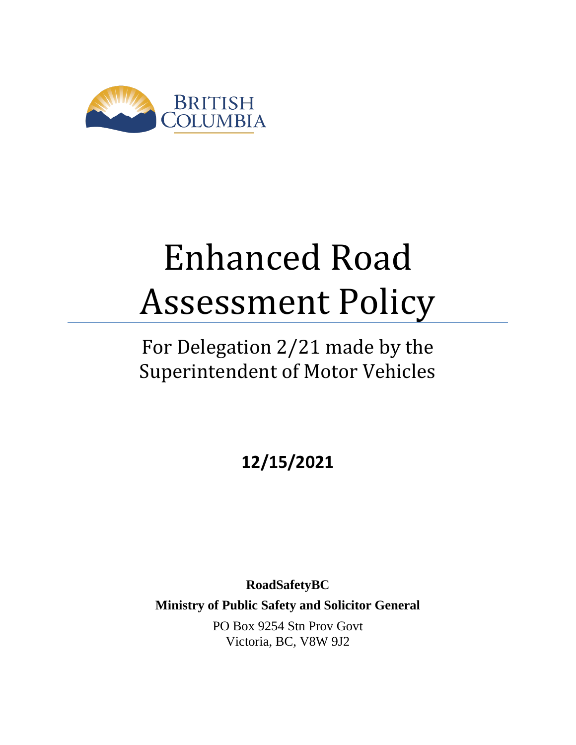BRITISH COLUMBIA

# Enhanced Road Assessment Policy

## For Delegation 2/21 made by the Superintendent of Motor Vehicles

**12/15/2021**

**RoadSafetyBC**

**Ministry of Public Safety and Solicitor General**

PO Box 9254 Stn Prov Govt
Victoria, BC, V8W 9J2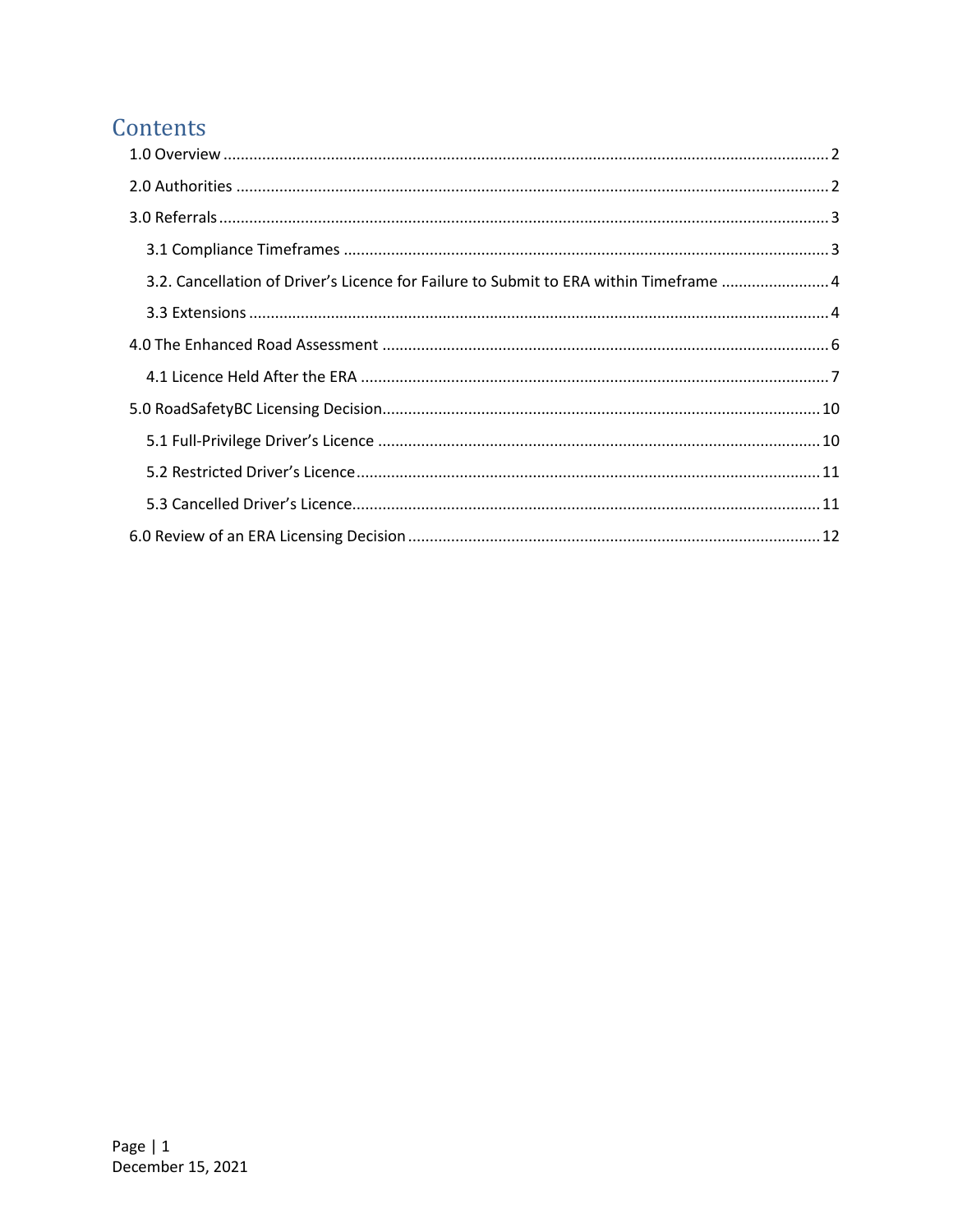# Contents

- 1.0 Overview ..... 2
- 2.0 Authorities ..... 2
- 3.0 Referrals ..... 3
  - 3.1 Compliance Timeframes ..... 3
  - 3.2. Cancellation of Driver's Licence for Failure to Submit to ERA within Timeframe ..... 4
  - 3.3 Extensions ..... 4
- 4.0 The Enhanced Road Assessment ..... 6
  - 4.1 Licence Held After the ERA ..... 7
- 5.0 RoadSafetyBC Licensing Decision ..... 10
  - 5.1 Full-Privilege Driver's Licence ..... 10
  - 5.2 Restricted Driver's Licence ..... 11
  - 5.3 Cancelled Driver's Licence ..... 11
- 6.0 Review of an ERA Licensing Decision ..... 12

December 15, 2021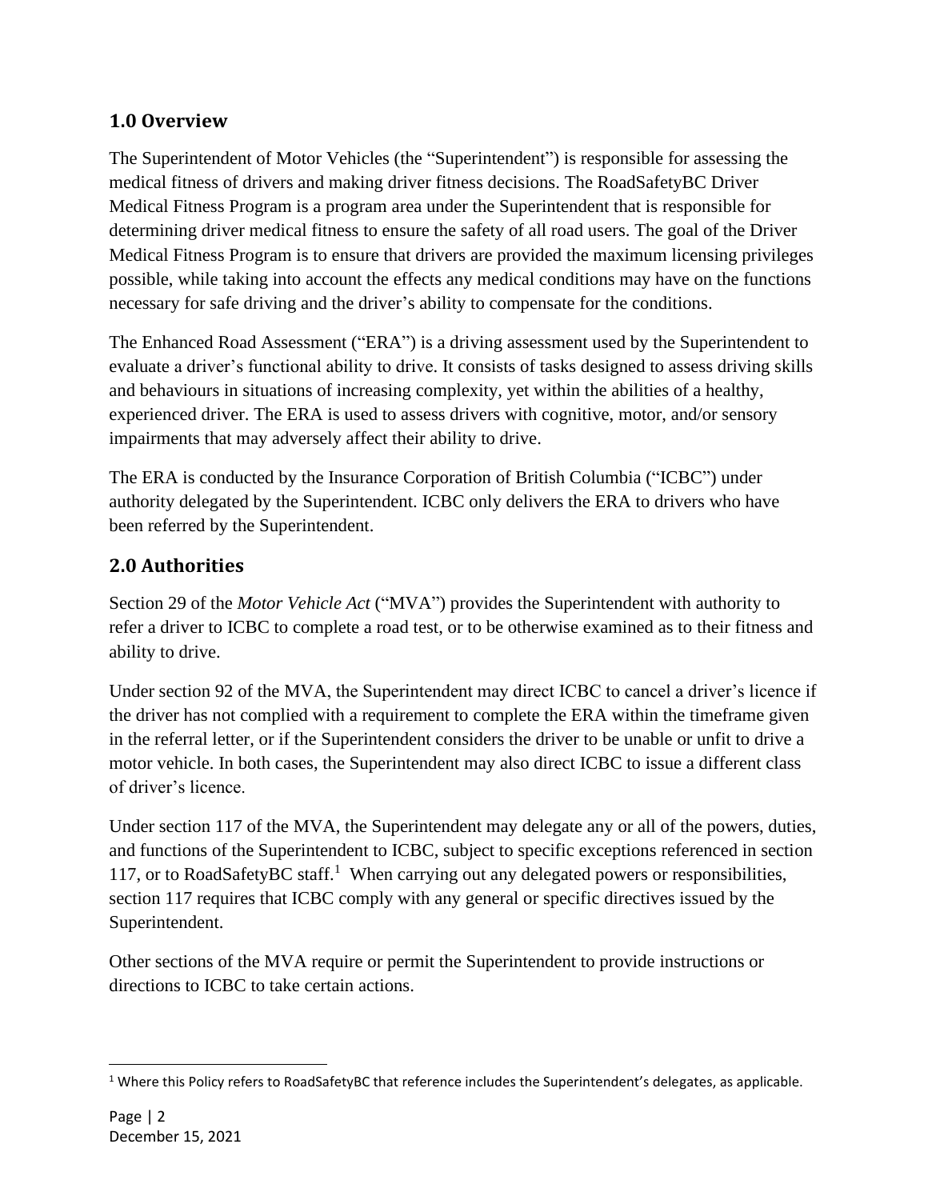## 1.0 Overview

The Superintendent of Motor Vehicles (the "Superintendent") is responsible for assessing the medical fitness of drivers and making driver fitness decisions. The RoadSafetyBC Driver Medical Fitness Program is a program area under the Superintendent that is responsible for determining driver medical fitness to ensure the safety of all road users. The goal of the Driver Medical Fitness Program is to ensure that drivers are provided the maximum licensing privileges possible, while taking into account the effects any medical conditions may have on the functions necessary for safe driving and the driver's ability to compensate for the conditions.

The Enhanced Road Assessment ("ERA") is a driving assessment used by the Superintendent to evaluate a driver's functional ability to drive. It consists of tasks designed to assess driving skills and behaviours in situations of increasing complexity, yet within the abilities of a healthy, experienced driver. The ERA is used to assess drivers with cognitive, motor, and/or sensory impairments that may adversely affect their ability to drive.

The ERA is conducted by the Insurance Corporation of British Columbia ("ICBC") under authority delegated by the Superintendent. ICBC only delivers the ERA to drivers who have been referred by the Superintendent.

## 2.0 Authorities

Section 29 of the *Motor Vehicle Act* ("MVA") provides the Superintendent with authority to refer a driver to ICBC to complete a road test, or to be otherwise examined as to their fitness and ability to drive.

Under section 92 of the MVA, the Superintendent may direct ICBC to cancel a driver's licence if the driver has not complied with a requirement to complete the ERA within the timeframe given in the referral letter, or if the Superintendent considers the driver to be unable or unfit to drive a motor vehicle. In both cases, the Superintendent may also direct ICBC to issue a different class of driver's licence.

Under section 117 of the MVA, the Superintendent may delegate any or all of the powers, duties, and functions of the Superintendent to ICBC, subject to specific exceptions referenced in section 117, or to RoadSafetyBC staff.[1] When carrying out any delegated powers or responsibilities, section 117 requires that ICBC comply with any general or specific directives issued by the Superintendent.

Other sections of the MVA require or permit the Superintendent to provide instructions or directions to ICBC to take certain actions.

---

[1] Where this Policy refers to RoadSafetyBC that reference includes the Superintendent's delegates, as applicable.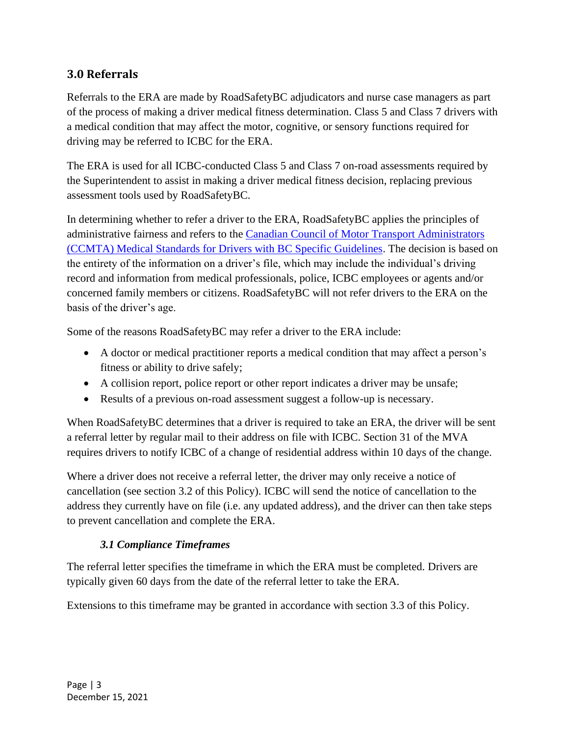## 3.0 Referrals

Referrals to the ERA are made by RoadSafetyBC adjudicators and nurse case managers as part of the process of making a driver medical fitness determination. Class 5 and Class 7 drivers with a medical condition that may affect the motor, cognitive, or sensory functions required for driving may be referred to ICBC for the ERA.

The ERA is used for all ICBC-conducted Class 5 and Class 7 on-road assessments required by the Superintendent to assist in making a driver medical fitness decision, replacing previous assessment tools used by RoadSafetyBC.

In determining whether to refer a driver to the ERA, RoadSafetyBC applies the principles of administrative fairness and refers to the [Canadian Council of Motor Transport Administrators (CCMTA) Medical Standards for Drivers with BC Specific Guidelines](). The decision is based on the entirety of the information on a driver's file, which may include the individual's driving record and information from medical professionals, police, ICBC employees or agents and/or concerned family members or citizens. RoadSafetyBC will not refer drivers to the ERA on the basis of the driver's age.

Some of the reasons RoadSafetyBC may refer a driver to the ERA include:

- A doctor or medical practitioner reports a medical condition that may affect a person's fitness or ability to drive safely;
- A collision report, police report or other report indicates a driver may be unsafe;
- Results of a previous on-road assessment suggest a follow-up is necessary.

When RoadSafetyBC determines that a driver is required to take an ERA, the driver will be sent a referral letter by regular mail to their address on file with ICBC. Section 31 of the MVA requires drivers to notify ICBC of a change of residential address within 10 days of the change.

Where a driver does not receive a referral letter, the driver may only receive a notice of cancellation (see section 3.2 of this Policy). ICBC will send the notice of cancellation to the address they currently have on file (i.e. any updated address), and the driver can then take steps to prevent cancellation and complete the ERA.

### *3.1 Compliance Timeframes*

The referral letter specifies the timeframe in which the ERA must be completed. Drivers are typically given 60 days from the date of the referral letter to take the ERA.

Extensions to this timeframe may be granted in accordance with section 3.3 of this Policy.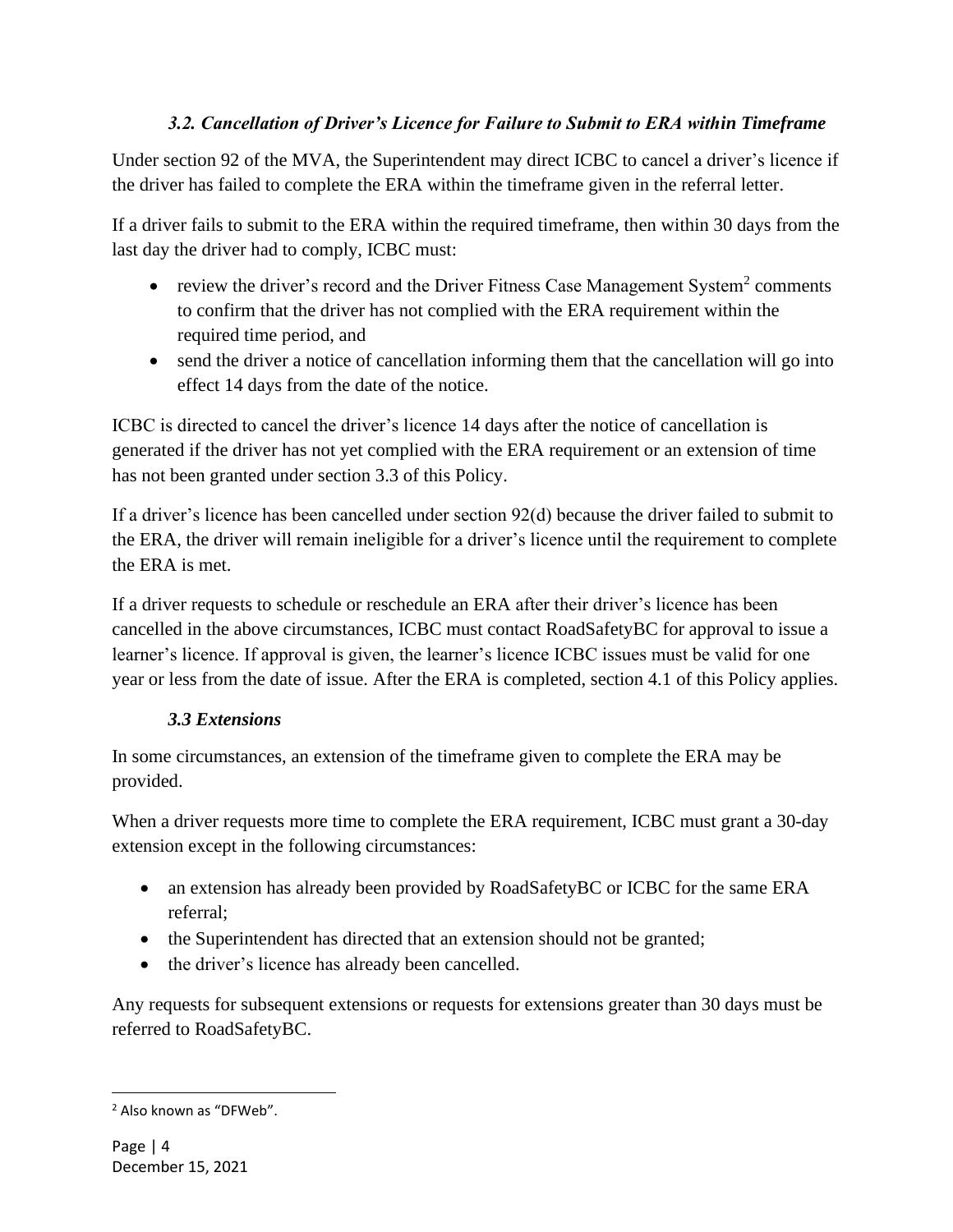### *3.2. Cancellation of Driver's Licence for Failure to Submit to ERA within Timeframe*

Under section 92 of the MVA, the Superintendent may direct ICBC to cancel a driver's licence if the driver has failed to complete the ERA within the timeframe given in the referral letter.

If a driver fails to submit to the ERA within the required timeframe, then within 30 days from the last day the driver had to comply, ICBC must:

- review the driver's record and the Driver Fitness Case Management System[2] comments to confirm that the driver has not complied with the ERA requirement within the required time period, and
- send the driver a notice of cancellation informing them that the cancellation will go into effect 14 days from the date of the notice.

ICBC is directed to cancel the driver's licence 14 days after the notice of cancellation is generated if the driver has not yet complied with the ERA requirement or an extension of time has not been granted under section 3.3 of this Policy.

If a driver's licence has been cancelled under section 92(d) because the driver failed to submit to the ERA, the driver will remain ineligible for a driver's licence until the requirement to complete the ERA is met.

If a driver requests to schedule or reschedule an ERA after their driver's licence has been cancelled in the above circumstances, ICBC must contact RoadSafetyBC for approval to issue a learner's licence. If approval is given, the learner's licence ICBC issues must be valid for one year or less from the date of issue. After the ERA is completed, section 4.1 of this Policy applies.

### *3.3 Extensions*

In some circumstances, an extension of the timeframe given to complete the ERA may be provided.

When a driver requests more time to complete the ERA requirement, ICBC must grant a 30-day extension except in the following circumstances:

- an extension has already been provided by RoadSafetyBC or ICBC for the same ERA referral;
- the Superintendent has directed that an extension should not be granted;
- the driver's licence has already been cancelled.

Any requests for subsequent extensions or requests for extensions greater than 30 days must be referred to RoadSafetyBC.

---

[2] Also known as "DFWeb".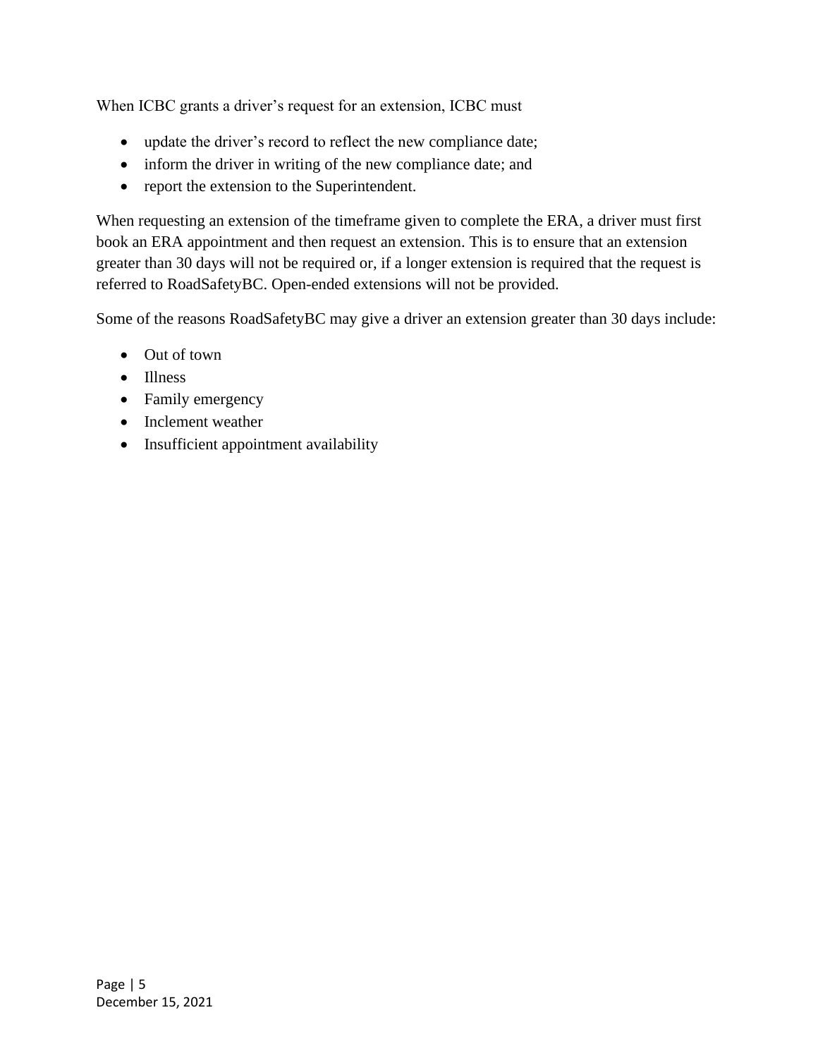When ICBC grants a driver's request for an extension, ICBC must

- update the driver's record to reflect the new compliance date;
- inform the driver in writing of the new compliance date; and
- report the extension to the Superintendent.

When requesting an extension of the timeframe given to complete the ERA, a driver must first book an ERA appointment and then request an extension. This is to ensure that an extension greater than 30 days will not be required or, if a longer extension is required that the request is referred to RoadSafetyBC. Open-ended extensions will not be provided.

Some of the reasons RoadSafetyBC may give a driver an extension greater than 30 days include:

- Out of town
- Illness
- Family emergency
- Inclement weather
- Insufficient appointment availability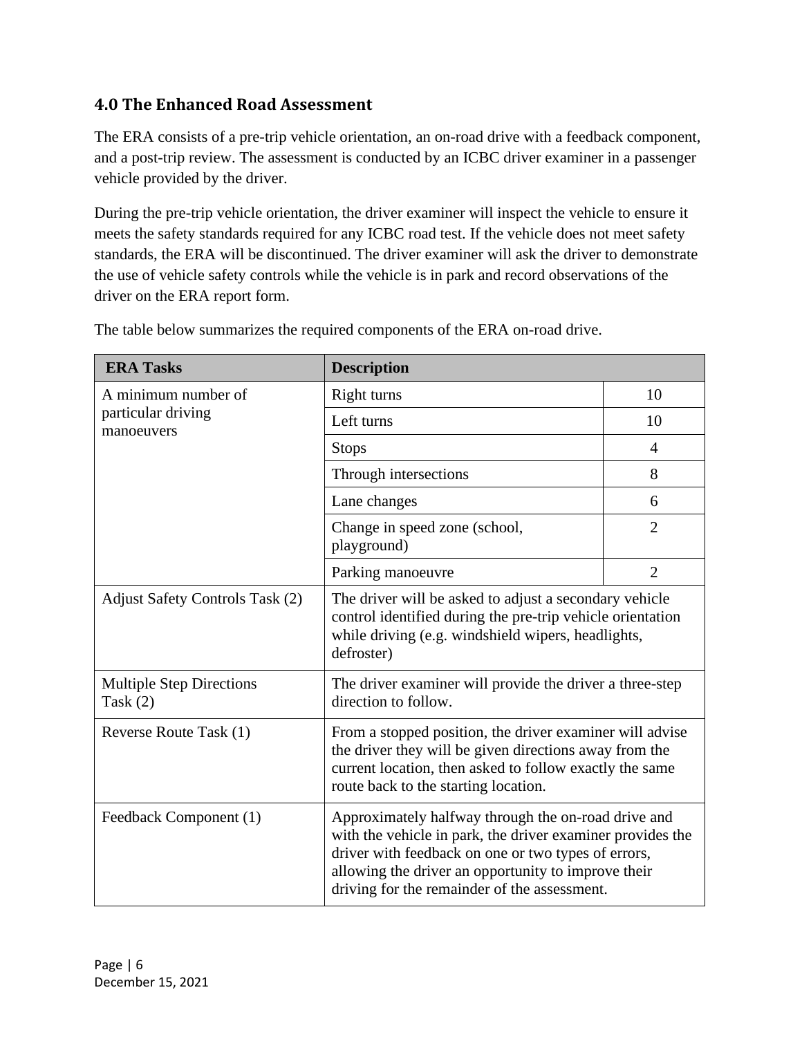## 4.0 The Enhanced Road Assessment

The ERA consists of a pre-trip vehicle orientation, an on-road drive with a feedback component, and a post-trip review. The assessment is conducted by an ICBC driver examiner in a passenger vehicle provided by the driver.

During the pre-trip vehicle orientation, the driver examiner will inspect the vehicle to ensure it meets the safety standards required for any ICBC road test. If the vehicle does not meet safety standards, the ERA will be discontinued. The driver examiner will ask the driver to demonstrate the use of vehicle safety controls while the vehicle is in park and record observations of the driver on the ERA report form.

The table below summarizes the required components of the ERA on-road drive.

| ERA Tasks | Description | |
|---|---|---|
| A minimum number of particular driving manoeuvers | Right turns | 10 |
| | Left turns | 10 |
| | Stops | 4 |
| | Through intersections | 8 |
| | Lane changes | 6 |
| | Change in speed zone (school, playground) | 2 |
| | Parking manoeuvre | 2 |
| Adjust Safety Controls Task (2) | The driver will be asked to adjust a secondary vehicle control identified during the pre-trip vehicle orientation while driving (e.g. windshield wipers, headlights, defroster) | |
| Multiple Step Directions Task (2) | The driver examiner will provide the driver a three-step direction to follow. | |
| Reverse Route Task (1) | From a stopped position, the driver examiner will advise the driver they will be given directions away from the current location, then asked to follow exactly the same route back to the starting location. | |
| Feedback Component (1) | Approximately halfway through the on-road drive and with the vehicle in park, the driver examiner provides the driver with feedback on one or two types of errors, allowing the driver an opportunity to improve their driving for the remainder of the assessment. | |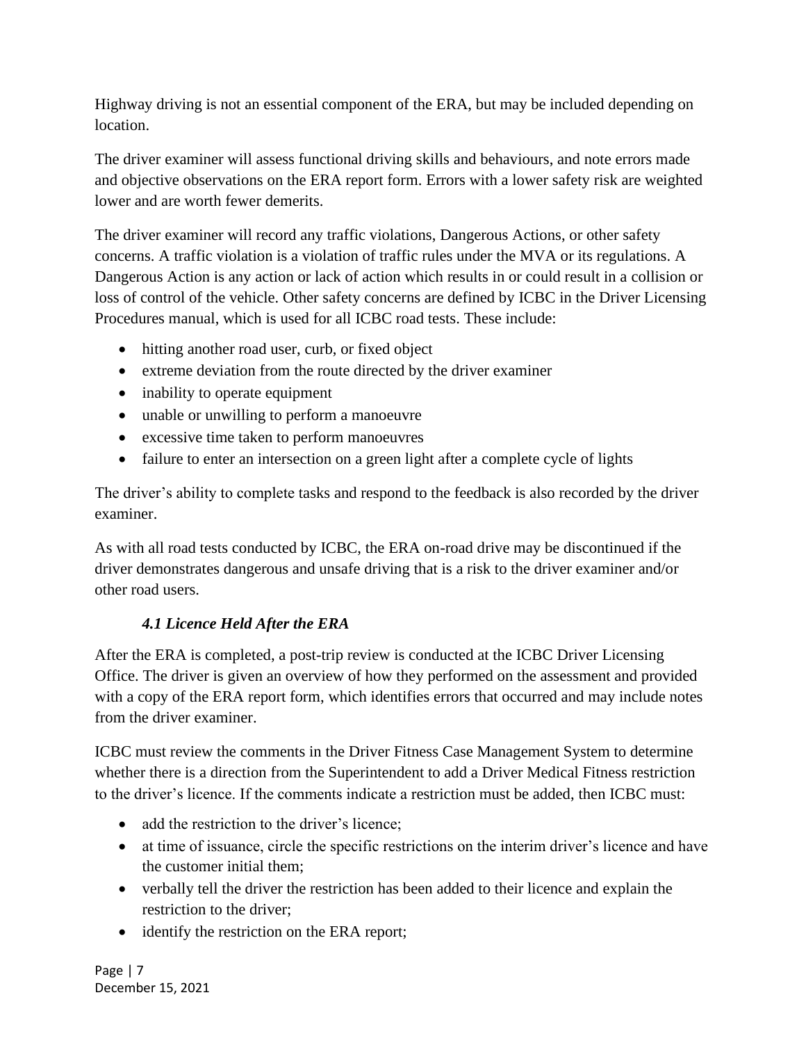Highway driving is not an essential component of the ERA, but may be included depending on location.

The driver examiner will assess functional driving skills and behaviours, and note errors made and objective observations on the ERA report form. Errors with a lower safety risk are weighted lower and are worth fewer demerits.

The driver examiner will record any traffic violations, Dangerous Actions, or other safety concerns. A traffic violation is a violation of traffic rules under the MVA or its regulations. A Dangerous Action is any action or lack of action which results in or could result in a collision or loss of control of the vehicle. Other safety concerns are defined by ICBC in the Driver Licensing Procedures manual, which is used for all ICBC road tests. These include:

- hitting another road user, curb, or fixed object
- extreme deviation from the route directed by the driver examiner
- inability to operate equipment
- unable or unwilling to perform a manoeuvre
- excessive time taken to perform manoeuvres
- failure to enter an intersection on a green light after a complete cycle of lights

The driver's ability to complete tasks and respond to the feedback is also recorded by the driver examiner.

As with all road tests conducted by ICBC, the ERA on-road drive may be discontinued if the driver demonstrates dangerous and unsafe driving that is a risk to the driver examiner and/or other road users.

### *4.1 Licence Held After the ERA*

After the ERA is completed, a post-trip review is conducted at the ICBC Driver Licensing Office. The driver is given an overview of how they performed on the assessment and provided with a copy of the ERA report form, which identifies errors that occurred and may include notes from the driver examiner.

ICBC must review the comments in the Driver Fitness Case Management System to determine whether there is a direction from the Superintendent to add a Driver Medical Fitness restriction to the driver's licence. If the comments indicate a restriction must be added, then ICBC must:

- add the restriction to the driver's licence;
- at time of issuance, circle the specific restrictions on the interim driver's licence and have the customer initial them;
- verbally tell the driver the restriction has been added to their licence and explain the restriction to the driver;
- identify the restriction on the ERA report;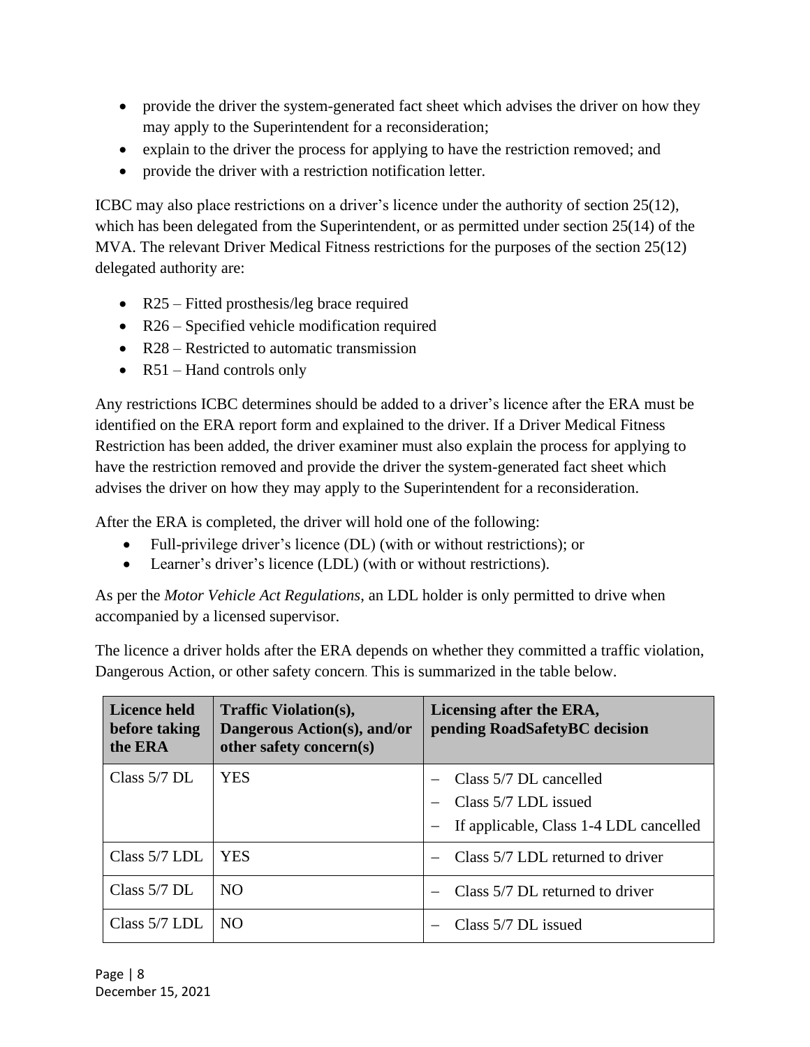- provide the driver the system-generated fact sheet which advises the driver on how they may apply to the Superintendent for a reconsideration;
- explain to the driver the process for applying to have the restriction removed; and
- provide the driver with a restriction notification letter.

ICBC may also place restrictions on a driver's licence under the authority of section 25(12), which has been delegated from the Superintendent, or as permitted under section 25(14) of the MVA. The relevant Driver Medical Fitness restrictions for the purposes of the section 25(12) delegated authority are:

- R25 – Fitted prosthesis/leg brace required
- R26 – Specified vehicle modification required
- R28 – Restricted to automatic transmission
- R51 – Hand controls only

Any restrictions ICBC determines should be added to a driver's licence after the ERA must be identified on the ERA report form and explained to the driver. If a Driver Medical Fitness Restriction has been added, the driver examiner must also explain the process for applying to have the restriction removed and provide the driver the system-generated fact sheet which advises the driver on how they may apply to the Superintendent for a reconsideration.

After the ERA is completed, the driver will hold one of the following:

- Full-privilege driver's licence (DL) (with or without restrictions); or
- Learner's driver's licence (LDL) (with or without restrictions).

As per the *Motor Vehicle Act Regulations*, an LDL holder is only permitted to drive when accompanied by a licensed supervisor.

The licence a driver holds after the ERA depends on whether they committed a traffic violation, Dangerous Action, or other safety concern. This is summarized in the table below.

| Licence held before taking the ERA | Traffic Violation(s), Dangerous Action(s), and/or other safety concern(s) | Licensing after the ERA, pending RoadSafetyBC decision |
|---|---|---|
| Class 5/7 DL | YES | – Class 5/7 DL cancelled<br>– Class 5/7 LDL issued<br>– If applicable, Class 1-4 LDL cancelled |
| Class 5/7 LDL | YES | – Class 5/7 LDL returned to driver |
| Class 5/7 DL | NO | – Class 5/7 DL returned to driver |
| Class 5/7 LDL | NO | – Class 5/7 DL issued |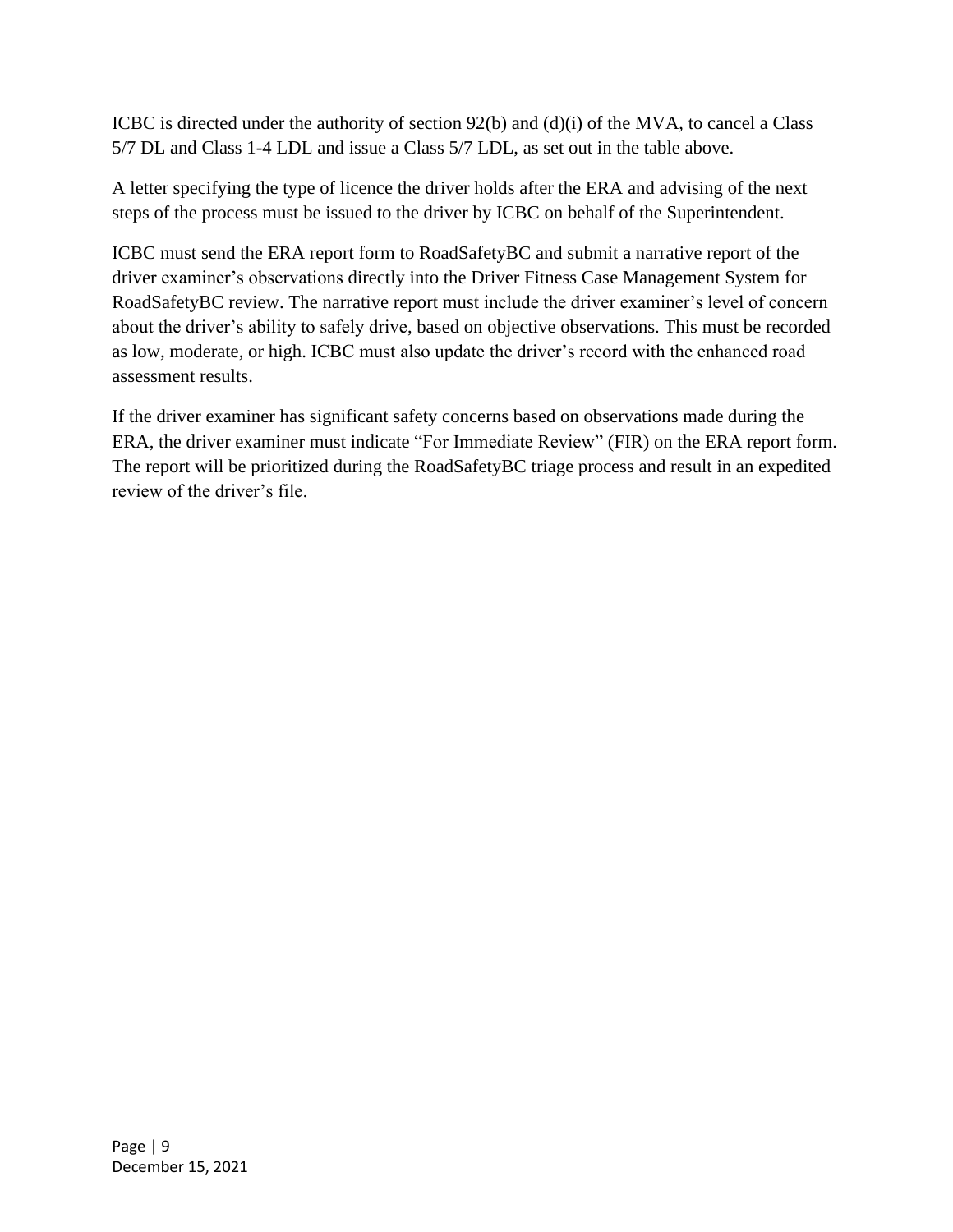ICBC is directed under the authority of section 92(b) and (d)(i) of the MVA, to cancel a Class 5/7 DL and Class 1-4 LDL and issue a Class 5/7 LDL, as set out in the table above.

A letter specifying the type of licence the driver holds after the ERA and advising of the next steps of the process must be issued to the driver by ICBC on behalf of the Superintendent.

ICBC must send the ERA report form to RoadSafetyBC and submit a narrative report of the driver examiner's observations directly into the Driver Fitness Case Management System for RoadSafetyBC review. The narrative report must include the driver examiner's level of concern about the driver's ability to safely drive, based on objective observations. This must be recorded as low, moderate, or high. ICBC must also update the driver's record with the enhanced road assessment results.

If the driver examiner has significant safety concerns based on observations made during the ERA, the driver examiner must indicate "For Immediate Review" (FIR) on the ERA report form. The report will be prioritized during the RoadSafetyBC triage process and result in an expedited review of the driver's file.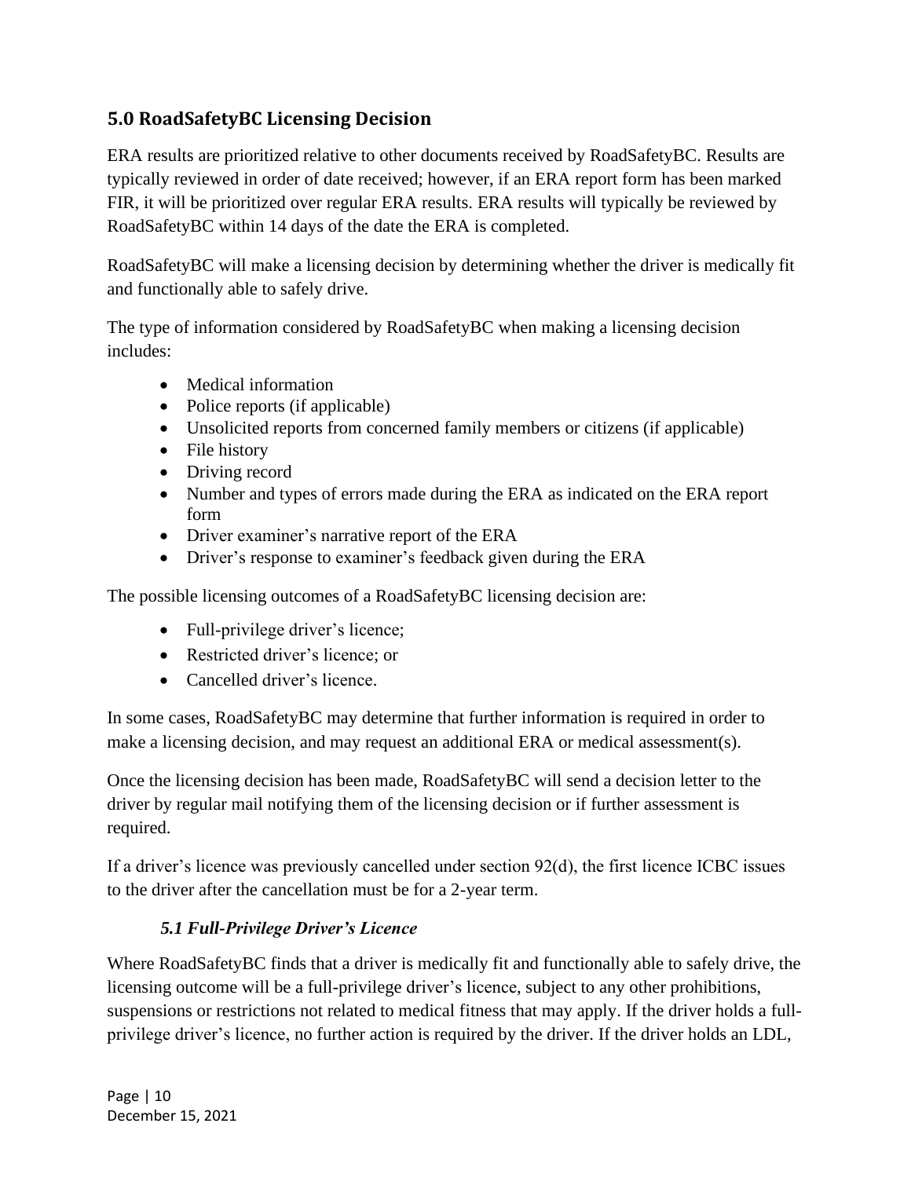## 5.0 RoadSafetyBC Licensing Decision

ERA results are prioritized relative to other documents received by RoadSafetyBC. Results are typically reviewed in order of date received; however, if an ERA report form has been marked FIR, it will be prioritized over regular ERA results. ERA results will typically be reviewed by RoadSafetyBC within 14 days of the date the ERA is completed.

RoadSafetyBC will make a licensing decision by determining whether the driver is medically fit and functionally able to safely drive.

The type of information considered by RoadSafetyBC when making a licensing decision includes:

- Medical information
- Police reports (if applicable)
- Unsolicited reports from concerned family members or citizens (if applicable)
- File history
- Driving record
- Number and types of errors made during the ERA as indicated on the ERA report form
- Driver examiner's narrative report of the ERA
- Driver's response to examiner's feedback given during the ERA

The possible licensing outcomes of a RoadSafetyBC licensing decision are:

- Full-privilege driver's licence;
- Restricted driver's licence; or
- Cancelled driver's licence.

In some cases, RoadSafetyBC may determine that further information is required in order to make a licensing decision, and may request an additional ERA or medical assessment(s).

Once the licensing decision has been made, RoadSafetyBC will send a decision letter to the driver by regular mail notifying them of the licensing decision or if further assessment is required.

If a driver's licence was previously cancelled under section 92(d), the first licence ICBC issues to the driver after the cancellation must be for a 2-year term.

### *5.1 Full-Privilege Driver's Licence*

Where RoadSafetyBC finds that a driver is medically fit and functionally able to safely drive, the licensing outcome will be a full-privilege driver's licence, subject to any other prohibitions, suspensions or restrictions not related to medical fitness that may apply. If the driver holds a full-privilege driver's licence, no further action is required by the driver. If the driver holds an LDL,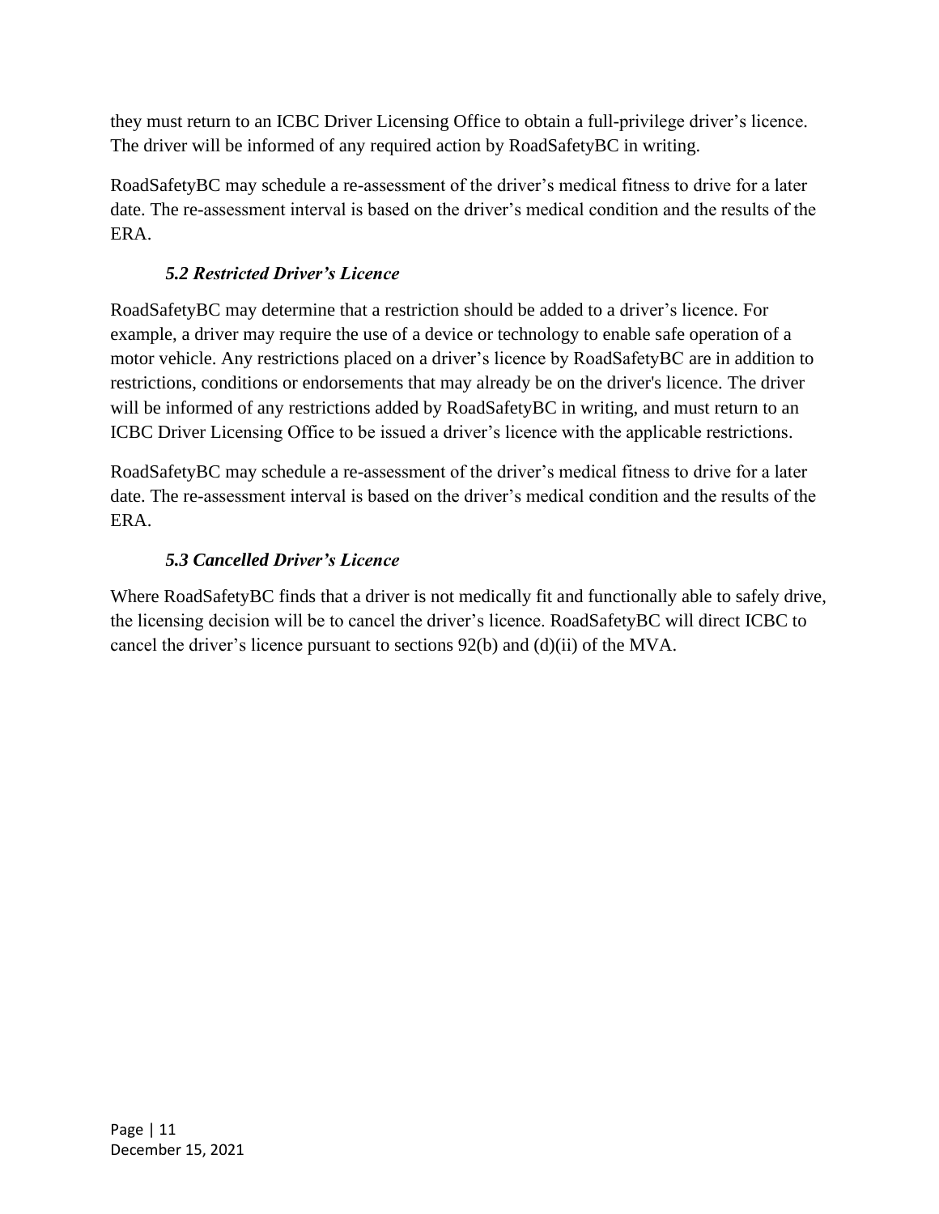they must return to an ICBC Driver Licensing Office to obtain a full-privilege driver's licence. The driver will be informed of any required action by RoadSafetyBC in writing.

RoadSafetyBC may schedule a re-assessment of the driver's medical fitness to drive for a later date. The re-assessment interval is based on the driver's medical condition and the results of the ERA.

### *5.2 Restricted Driver's Licence*

RoadSafetyBC may determine that a restriction should be added to a driver's licence. For example, a driver may require the use of a device or technology to enable safe operation of a motor vehicle. Any restrictions placed on a driver's licence by RoadSafetyBC are in addition to restrictions, conditions or endorsements that may already be on the driver's licence. The driver will be informed of any restrictions added by RoadSafetyBC in writing, and must return to an ICBC Driver Licensing Office to be issued a driver's licence with the applicable restrictions.

RoadSafetyBC may schedule a re-assessment of the driver's medical fitness to drive for a later date. The re-assessment interval is based on the driver's medical condition and the results of the ERA.

### *5.3 Cancelled Driver's Licence*

Where RoadSafetyBC finds that a driver is not medically fit and functionally able to safely drive, the licensing decision will be to cancel the driver's licence. RoadSafetyBC will direct ICBC to cancel the driver's licence pursuant to sections 92(b) and (d)(ii) of the MVA.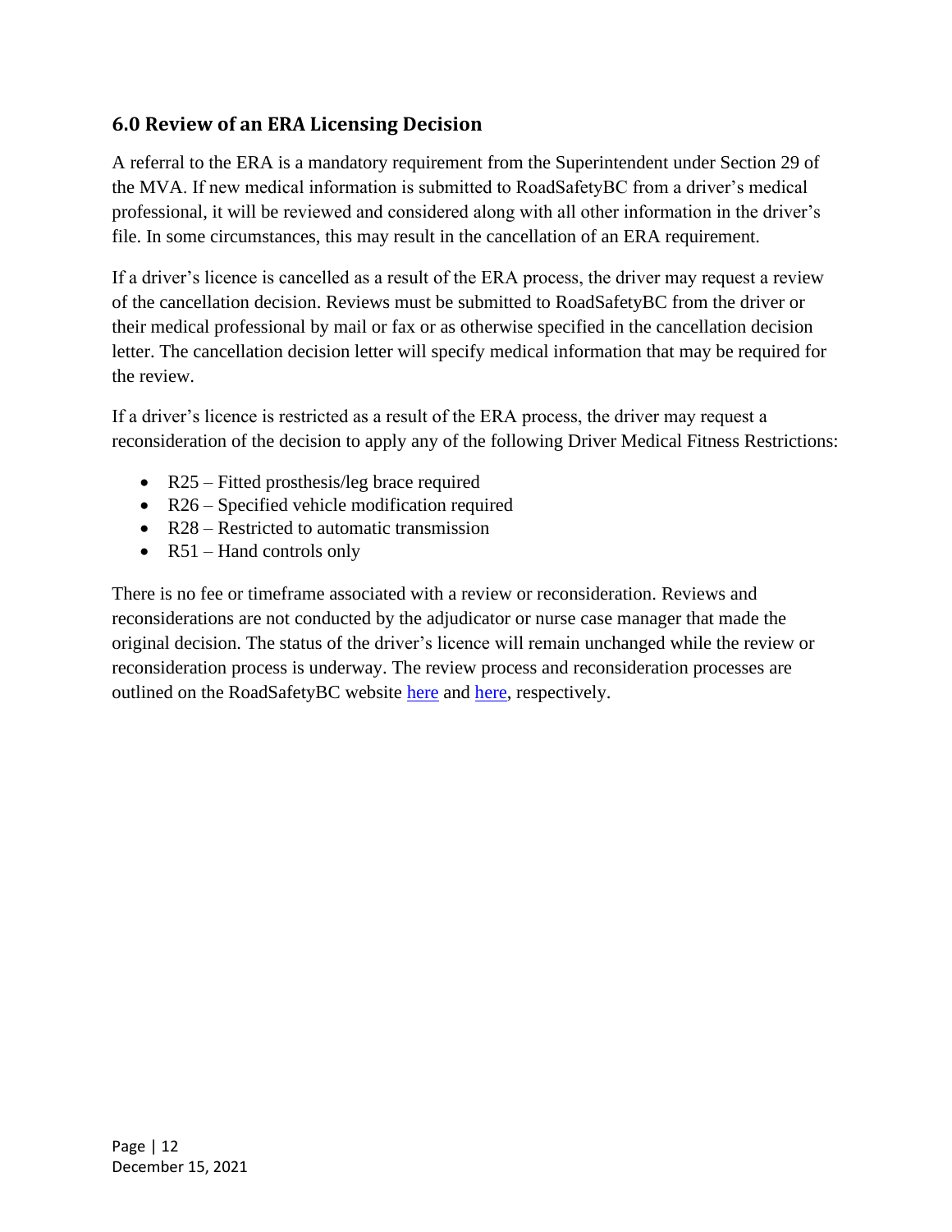## 6.0 Review of an ERA Licensing Decision

A referral to the ERA is a mandatory requirement from the Superintendent under Section 29 of the MVA. If new medical information is submitted to RoadSafetyBC from a driver's medical professional, it will be reviewed and considered along with all other information in the driver's file. In some circumstances, this may result in the cancellation of an ERA requirement.

If a driver's licence is cancelled as a result of the ERA process, the driver may request a review of the cancellation decision. Reviews must be submitted to RoadSafetyBC from the driver or their medical professional by mail or fax or as otherwise specified in the cancellation decision letter. The cancellation decision letter will specify medical information that may be required for the review.

If a driver's licence is restricted as a result of the ERA process, the driver may request a reconsideration of the decision to apply any of the following Driver Medical Fitness Restrictions:

- R25 – Fitted prosthesis/leg brace required
- R26 – Specified vehicle modification required
- R28 – Restricted to automatic transmission
- R51 – Hand controls only

There is no fee or timeframe associated with a review or reconsideration. Reviews and reconsiderations are not conducted by the adjudicator or nurse case manager that made the original decision. The status of the driver's licence will remain unchanged while the review or reconsideration process is underway. The review process and reconsideration processes are outlined on the RoadSafetyBC website here and here, respectively.